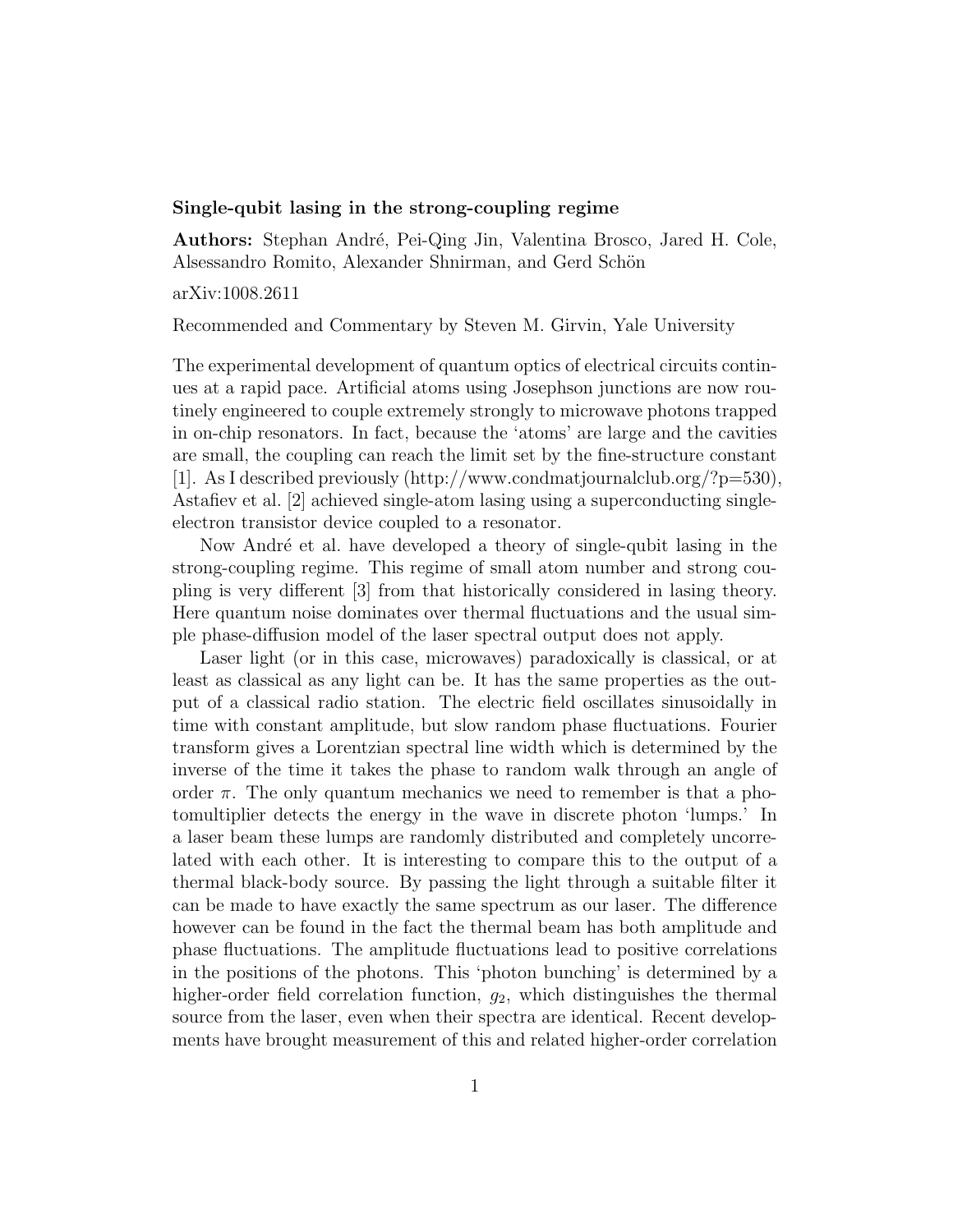**Single-qubit lasing in the strong-coupling regime**

**Authors:** Stephan André, Pei-Qing Jin, Valentina Brosco, Jared H. Cole, Alsessandro Romito, Alexander Shnirman, and Gerd Schön

arXiv:1008.2611

Recommended and Commentary by Steven M. Girvin, Yale University

The experimental development of quantum optics of electrical circuits continues at a rapid pace. Artificial atoms using Josephson junctions are now routinely engineered to couple extremely strongly to microwave photons trapped in on-chip resonators. In fact, because the 'atoms' are large and the cavities are small, the coupling can reach the limit set by the fine-structure constant [1]. As I described previously (http://www.condmatjournalclub.org/?p=530), Astafiev et al. [2] achieved single-atom lasing using a superconducting single-electron transistor device coupled to a resonator.

Now André et al. have developed a theory of single-qubit lasing in the strong-coupling regime. This regime of small atom number and strong coupling is very different [3] from that historically considered in lasing theory. Here quantum noise dominates over thermal fluctuations and the usual simple phase-diffusion model of the laser spectral output does not apply.

Laser light (or in this case, microwaves) paradoxically is classical, or at least as classical as any light can be. It has the same properties as the output of a classical radio station. The electric field oscillates sinusoidally in time with constant amplitude, but slow random phase fluctuations. Fourier transform gives a Lorentzian spectral line width which is determined by the inverse of the time it takes the phase to random walk through an angle of order $\pi$. The only quantum mechanics we need to remember is that a photomultiplier detects the energy in the wave in discrete photon 'lumps.' In a laser beam these lumps are randomly distributed and completely uncorrelated with each other. It is interesting to compare this to the output of a thermal black-body source. By passing the light through a suitable filter it can be made to have exactly the same spectrum as our laser. The difference however can be found in the fact the thermal beam has both amplitude and phase fluctuations. The amplitude fluctuations lead to positive correlations in the positions of the photons. This 'photon bunching' is determined by a higher-order field correlation function, $g_2$, which distinguishes the thermal source from the laser, even when their spectra are identical. Recent developments have brought measurement of this and related higher-order correlation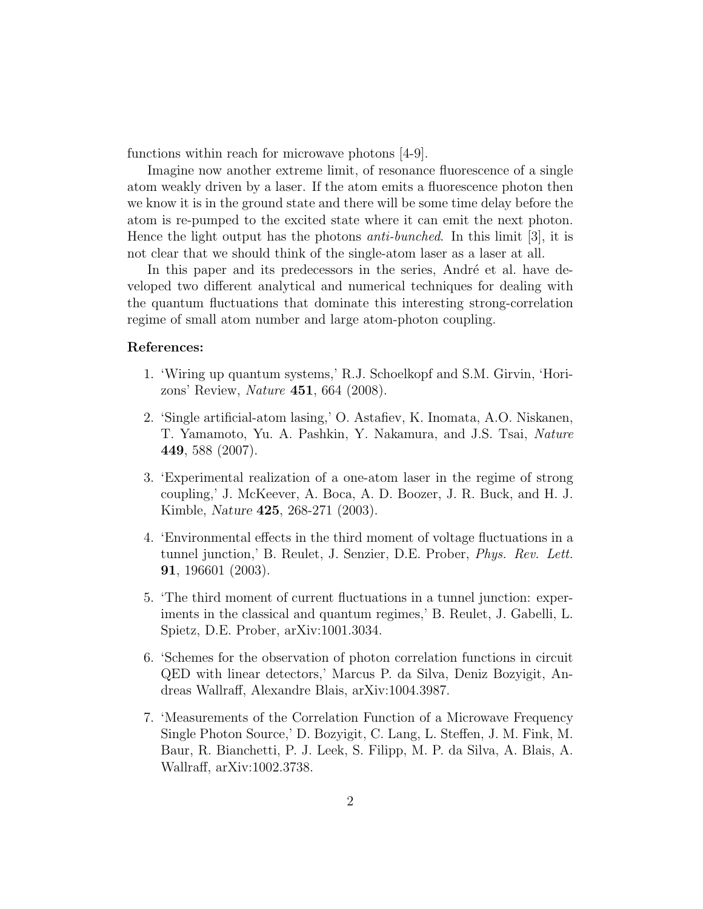functions within reach for microwave photons [4-9].

Imagine now another extreme limit, of resonance fluorescence of a single atom weakly driven by a laser. If the atom emits a fluorescence photon then we know it is in the ground state and there will be some time delay before the atom is re-pumped to the excited state where it can emit the next photon. Hence the light output has the photons *anti-bunched*. In this limit [3], it is not clear that we should think of the single-atom laser as a laser at all.

In this paper and its predecessors in the series, André et al. have developed two different analytical and numerical techniques for dealing with the quantum fluctuations that dominate this interesting strong-correlation regime of small atom number and large atom-photon coupling.

**References:**

1. 'Wiring up quantum systems,' R.J. Schoelkopf and S.M. Girvin, 'Horizons' Review, *Nature* **451**, 664 (2008).
2. 'Single artificial-atom lasing,' O. Astafiev, K. Inomata, A.O. Niskanen, T. Yamamoto, Yu. A. Pashkin, Y. Nakamura, and J.S. Tsai, *Nature* **449**, 588 (2007).
3. 'Experimental realization of a one-atom laser in the regime of strong coupling,' J. McKeever, A. Boca, A. D. Boozer, J. R. Buck, and H. J. Kimble, *Nature* **425**, 268-271 (2003).
4. 'Environmental effects in the third moment of voltage fluctuations in a tunnel junction,' B. Reulet, J. Senzier, D.E. Prober, *Phys. Rev. Lett.* **91**, 196601 (2003).
5. 'The third moment of current fluctuations in a tunnel junction: experiments in the classical and quantum regimes,' B. Reulet, J. Gabelli, L. Spietz, D.E. Prober, arXiv:1001.3034.
6. 'Schemes for the observation of photon correlation functions in circuit QED with linear detectors,' Marcus P. da Silva, Deniz Bozyigit, Andreas Wallraff, Alexandre Blais, arXiv:1004.3987.
7. 'Measurements of the Correlation Function of a Microwave Frequency Single Photon Source,' D. Bozyigit, C. Lang, L. Steffen, J. M. Fink, M. Baur, R. Bianchetti, P. J. Leek, S. Filipp, M. P. da Silva, A. Blais, A. Wallraff, arXiv:1002.3738.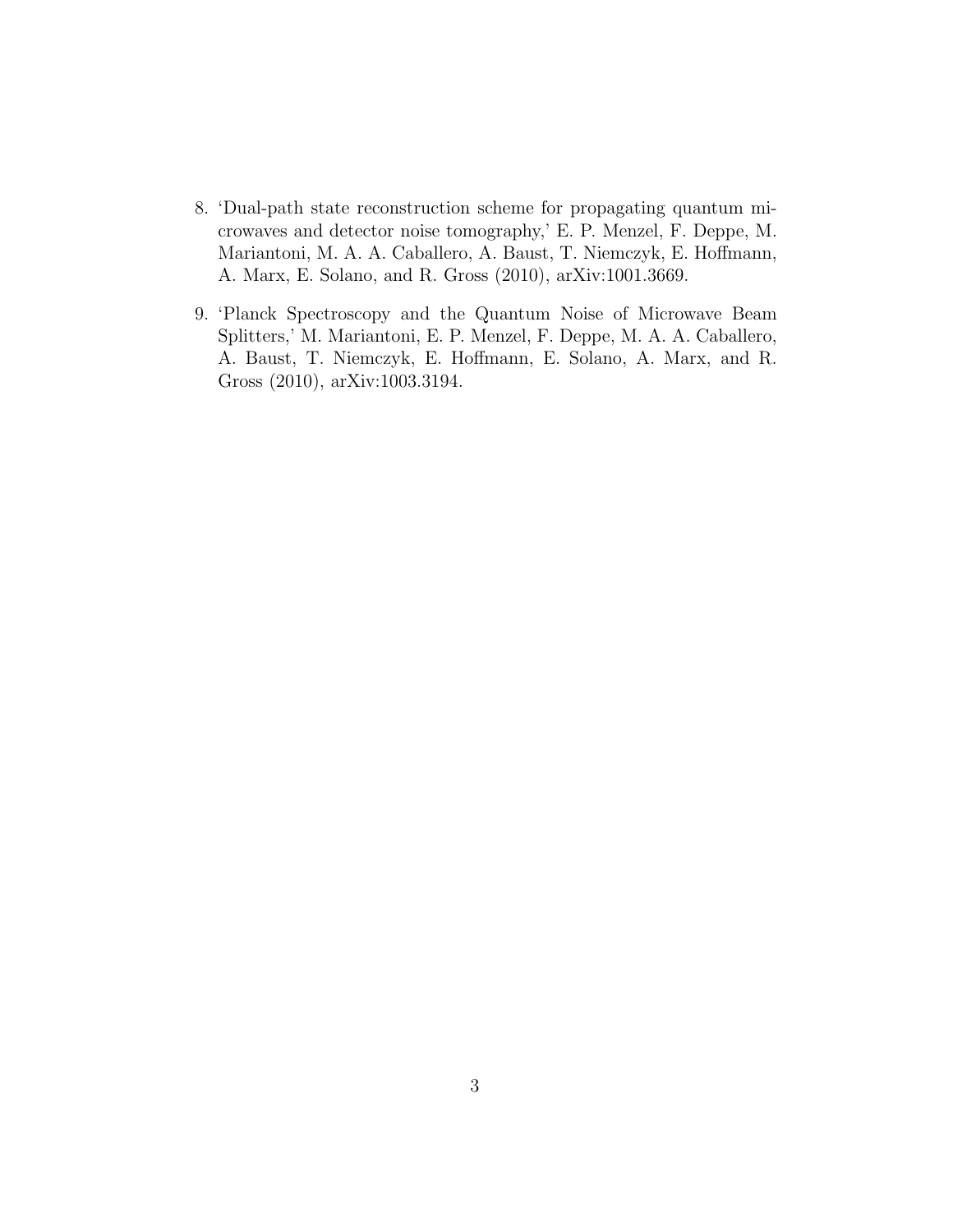8. 'Dual-path state reconstruction scheme for propagating quantum microwaves and detector noise tomography,' E. P. Menzel, F. Deppe, M. Mariantoni, M. A. A. Caballero, A. Baust, T. Niemczyk, E. Hoffmann, A. Marx, E. Solano, and R. Gross (2010), arXiv:1001.3669.

9. 'Planck Spectroscopy and the Quantum Noise of Microwave Beam Splitters,' M. Mariantoni, E. P. Menzel, F. Deppe, M. A. A. Caballero, A. Baust, T. Niemczyk, E. Hoffmann, E. Solano, A. Marx, and R. Gross (2010), arXiv:1003.3194.